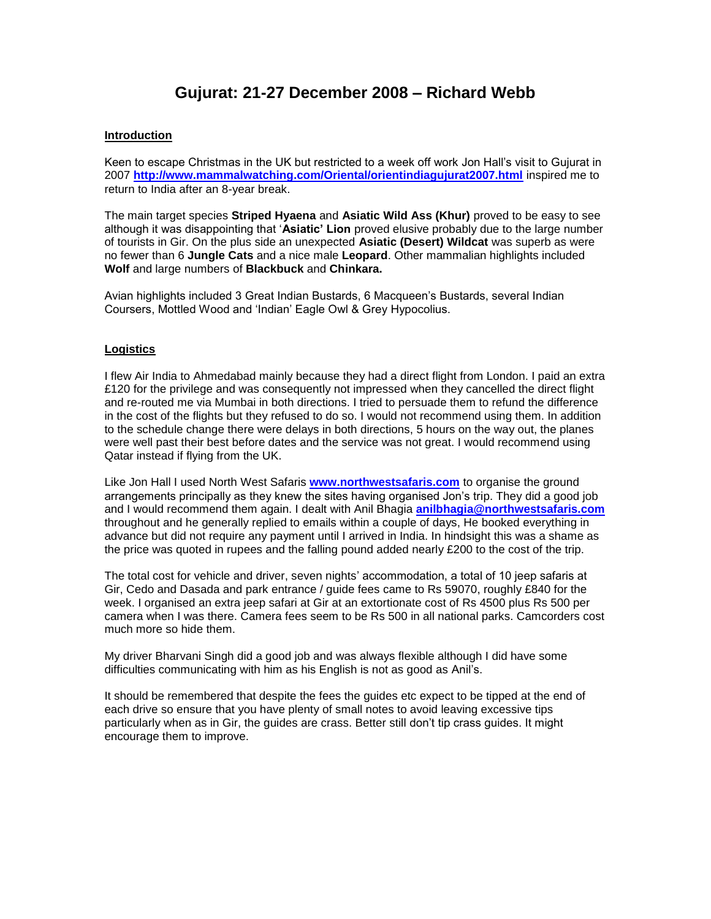# Gujurat: 21-27 December 2008 – Richard Webb

## Introduction

Keen to escape Christmas in the UK but restricted to a week off work Jon Hall's visit to Gujurat in 2007 **http://www.mammalwatching.com/Oriental/orientindiagujurat2007.html** inspired me to return to India after an 8-year break.

The main target species **Striped Hyaena** and **Asiatic Wild Ass (Khur)** proved to be easy to see although it was disappointing that '**Asiatic' Lion** proved elusive probably due to the large number of tourists in Gir. On the plus side an unexpected **Asiatic (Desert) Wildcat** was superb as were no fewer than 6 **Jungle Cats** and a nice male **Leopard**. Other mammalian highlights included **Wolf** and large numbers of **Blackbuck** and **Chinkara.**

Avian highlights included 3 Great Indian Bustards, 6 Macqueen's Bustards, several Indian Coursers, Mottled Wood and 'Indian' Eagle Owl & Grey Hypocolius.

## Logistics

I flew Air India to Ahmedabad mainly because they had a direct flight from London. I paid an extra £120 for the privilege and was consequently not impressed when they cancelled the direct flight and re-routed me via Mumbai in both directions. I tried to persuade them to refund the difference in the cost of the flights but they refused to do so. I would not recommend using them. In addition to the schedule change there were delays in both directions, 5 hours on the way out, the planes were well past their best before dates and the service was not great. I would recommend using Qatar instead if flying from the UK.

Like Jon Hall I used North West Safaris **www.northwestsafaris.com** to organise the ground arrangements principally as they knew the sites having organised Jon's trip. They did a good job and I would recommend them again. I dealt with Anil Bhagia **anilbhagia@northwestsafaris.com** throughout and he generally replied to emails within a couple of days, He booked everything in advance but did not require any payment until I arrived in India. In hindsight this was a shame as the price was quoted in rupees and the falling pound added nearly £200 to the cost of the trip.

The total cost for vehicle and driver, seven nights' accommodation, a total of 10 jeep safaris at Gir, Cedo and Dasada and park entrance / guide fees came to Rs 59070, roughly £840 for the week. I organised an extra jeep safari at Gir at an extortionate cost of Rs 4500 plus Rs 500 per camera when I was there. Camera fees seem to be Rs 500 in all national parks. Camcorders cost much more so hide them.

My driver Bharvani Singh did a good job and was always flexible although I did have some difficulties communicating with him as his English is not as good as Anil's.

It should be remembered that despite the fees the guides etc expect to be tipped at the end of each drive so ensure that you have plenty of small notes to avoid leaving excessive tips particularly when as in Gir, the guides are crass. Better still don't tip crass guides. It might encourage them to improve.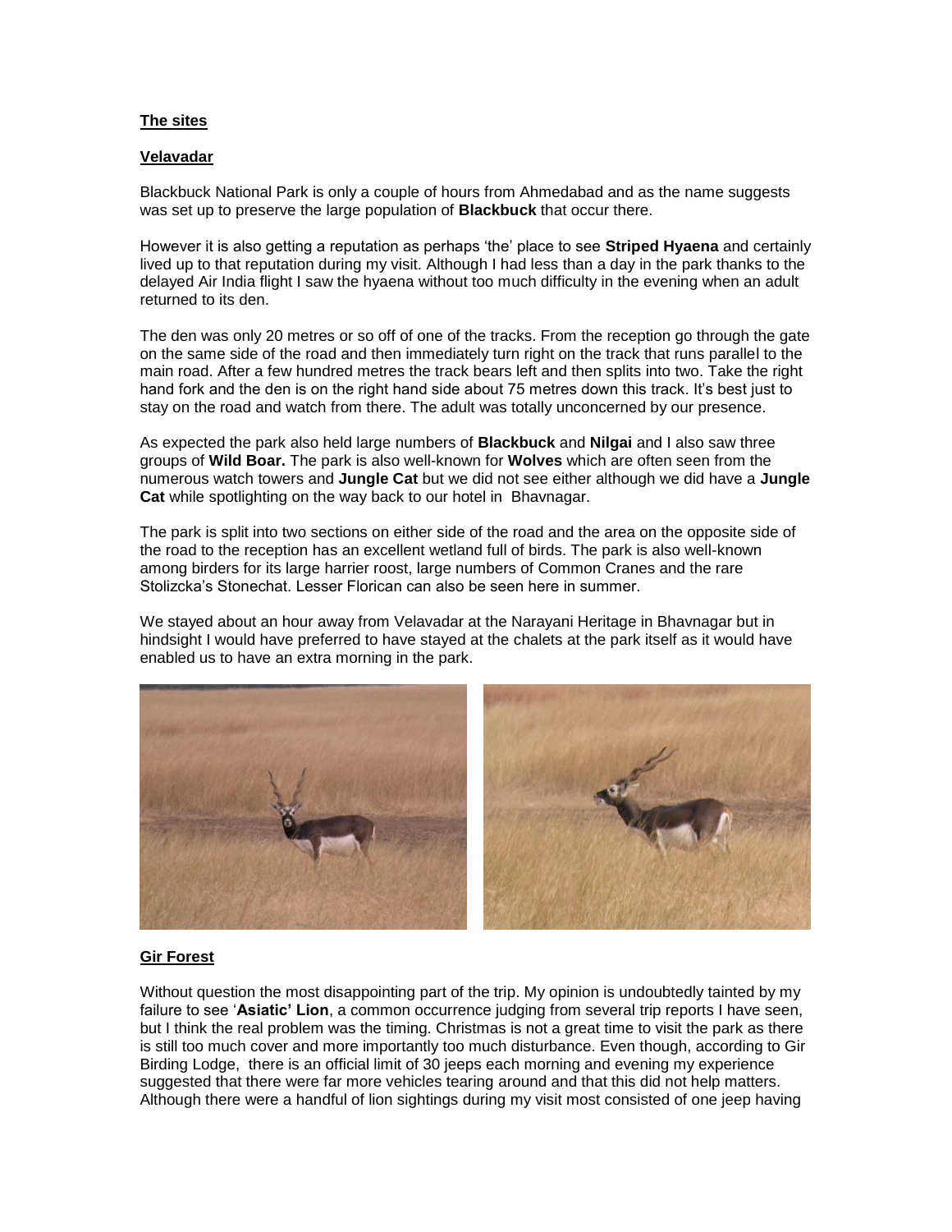## The sites

### Velavadar

Blackbuck National Park is only a couple of hours from Ahmedabad and as the name suggests was set up to preserve the large population of **Blackbuck** that occur there.

However it is also getting a reputation as perhaps 'the' place to see **Striped Hyaena** and certainly lived up to that reputation during my visit. Although I had less than a day in the park thanks to the delayed Air India flight I saw the hyaena without too much difficulty in the evening when an adult returned to its den.

The den was only 20 metres or so off of one of the tracks. From the reception go through the gate on the same side of the road and then immediately turn right on the track that runs parallel to the main road. After a few hundred metres the track bears left and then splits into two. Take the right hand fork and the den is on the right hand side about 75 metres down this track. It's best just to stay on the road and watch from there. The adult was totally unconcerned by our presence.

As expected the park also held large numbers of **Blackbuck** and **Nilgai** and I also saw three groups of **Wild Boar.** The park is also well-known for **Wolves** which are often seen from the numerous watch towers and **Jungle Cat** but we did not see either although we did have a **Jungle Cat** while spotlighting on the way back to our hotel in Bhavnagar.

The park is split into two sections on either side of the road and the area on the opposite side of the road to the reception has an excellent wetland full of birds. The park is also well-known among birders for its large harrier roost, large numbers of Common Cranes and the rare Stolizcka's Stonechat. Lesser Florican can also be seen here in summer.

We stayed about an hour away from Velavadar at the Narayani Heritage in Bhavnagar but in hindsight I would have preferred to have stayed at the chalets at the park itself as it would have enabled us to have an extra morning in the park.

### Gir Forest

Without question the most disappointing part of the trip. My opinion is undoubtedly tainted by my failure to see '**Asiatic' Lion**, a common occurrence judging from several trip reports I have seen, but I think the real problem was the timing. Christmas is not a great time to visit the park as there is still too much cover and more importantly too much disturbance. Even though, according to Gir Birding Lodge, there is an official limit of 30 jeeps each morning and evening my experience suggested that there were far more vehicles tearing around and that this did not help matters. Although there were a handful of lion sightings during my visit most consisted of one jeep having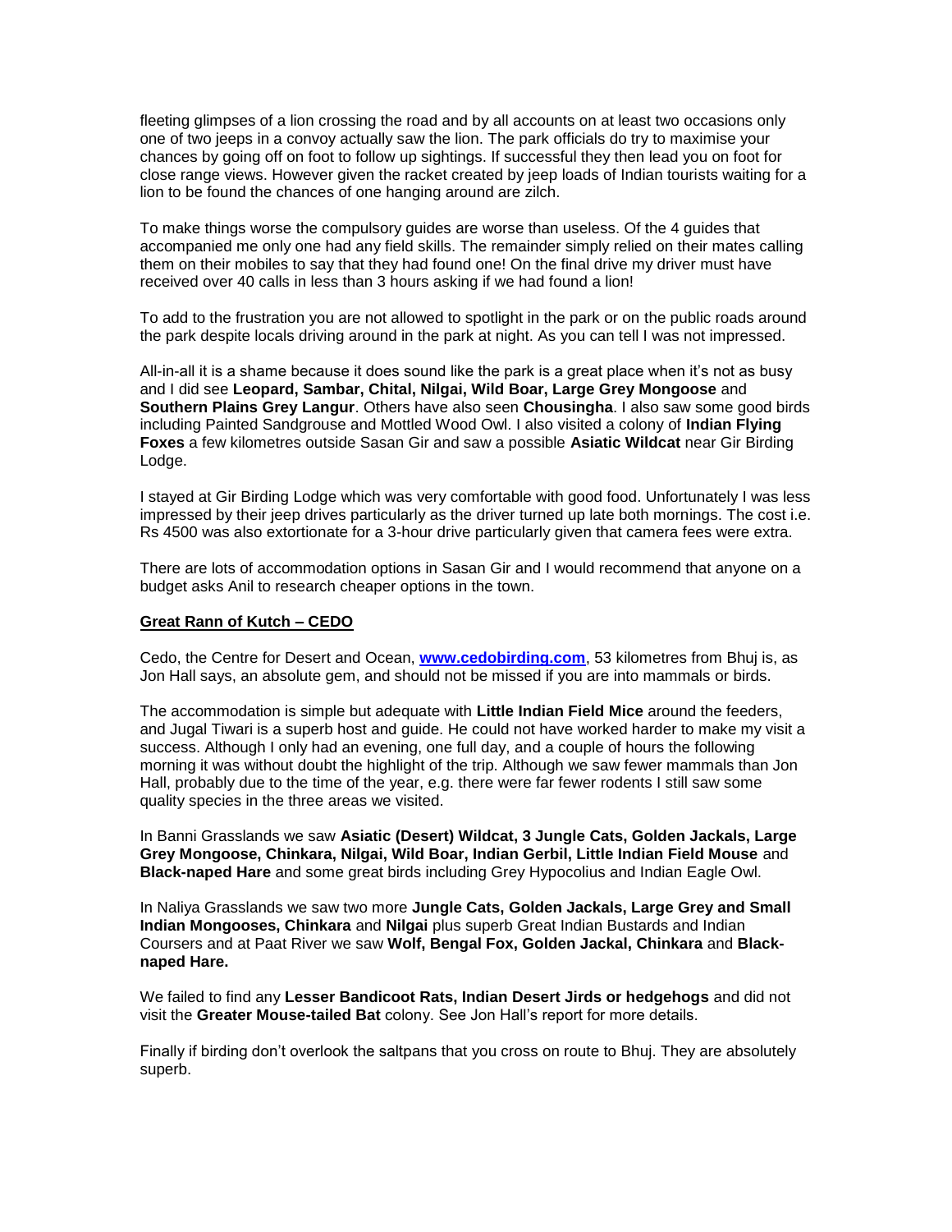fleeting glimpses of a lion crossing the road and by all accounts on at least two occasions only one of two jeeps in a convoy actually saw the lion. The park officials do try to maximise your chances by going off on foot to follow up sightings. If successful they then lead you on foot for close range views. However given the racket created by jeep loads of Indian tourists waiting for a lion to be found the chances of one hanging around are zilch.

To make things worse the compulsory guides are worse than useless. Of the 4 guides that accompanied me only one had any field skills. The remainder simply relied on their mates calling them on their mobiles to say that they had found one! On the final drive my driver must have received over 40 calls in less than 3 hours asking if we had found a lion!

To add to the frustration you are not allowed to spotlight in the park or on the public roads around the park despite locals driving around in the park at night. As you can tell I was not impressed.

All-in-all it is a shame because it does sound like the park is a great place when it's not as busy and I did see **Leopard, Sambar, Chital, Nilgai, Wild Boar, Large Grey Mongoose** and **Southern Plains Grey Langur**. Others have also seen **Chousingha**. I also saw some good birds including Painted Sandgrouse and Mottled Wood Owl. I also visited a colony of **Indian Flying Foxes** a few kilometres outside Sasan Gir and saw a possible **Asiatic Wildcat** near Gir Birding Lodge.

I stayed at Gir Birding Lodge which was very comfortable with good food. Unfortunately I was less impressed by their jeep drives particularly as the driver turned up late both mornings. The cost i.e. Rs 4500 was also extortionate for a 3-hour drive particularly given that camera fees were extra.

There are lots of accommodation options in Sasan Gir and I would recommend that anyone on a budget asks Anil to research cheaper options in the town.

## Great Rann of Kutch – CEDO

Cedo, the Centre for Desert and Ocean, **www.cedobirding.com**, 53 kilometres from Bhuj is, as Jon Hall says, an absolute gem, and should not be missed if you are into mammals or birds.

The accommodation is simple but adequate with **Little Indian Field Mice** around the feeders, and Jugal Tiwari is a superb host and guide. He could not have worked harder to make my visit a success. Although I only had an evening, one full day, and a couple of hours the following morning it was without doubt the highlight of the trip. Although we saw fewer mammals than Jon Hall, probably due to the time of the year, e.g. there were far fewer rodents I still saw some quality species in the three areas we visited.

In Banni Grasslands we saw **Asiatic (Desert) Wildcat, 3 Jungle Cats, Golden Jackals, Large Grey Mongoose, Chinkara, Nilgai, Wild Boar, Indian Gerbil, Little Indian Field Mouse** and **Black-naped Hare** and some great birds including Grey Hypocolius and Indian Eagle Owl.

In Naliya Grasslands we saw two more **Jungle Cats, Golden Jackals, Large Grey and Small Indian Mongooses, Chinkara** and **Nilgai** plus superb Great Indian Bustards and Indian Coursers and at Paat River we saw **Wolf, Bengal Fox, Golden Jackal, Chinkara** and **Black-naped Hare.**

We failed to find any **Lesser Bandicoot Rats, Indian Desert Jirds or hedgehogs** and did not visit the **Greater Mouse-tailed Bat** colony. See Jon Hall's report for more details.

Finally if birding don't overlook the saltpans that you cross on route to Bhuj. They are absolutely superb.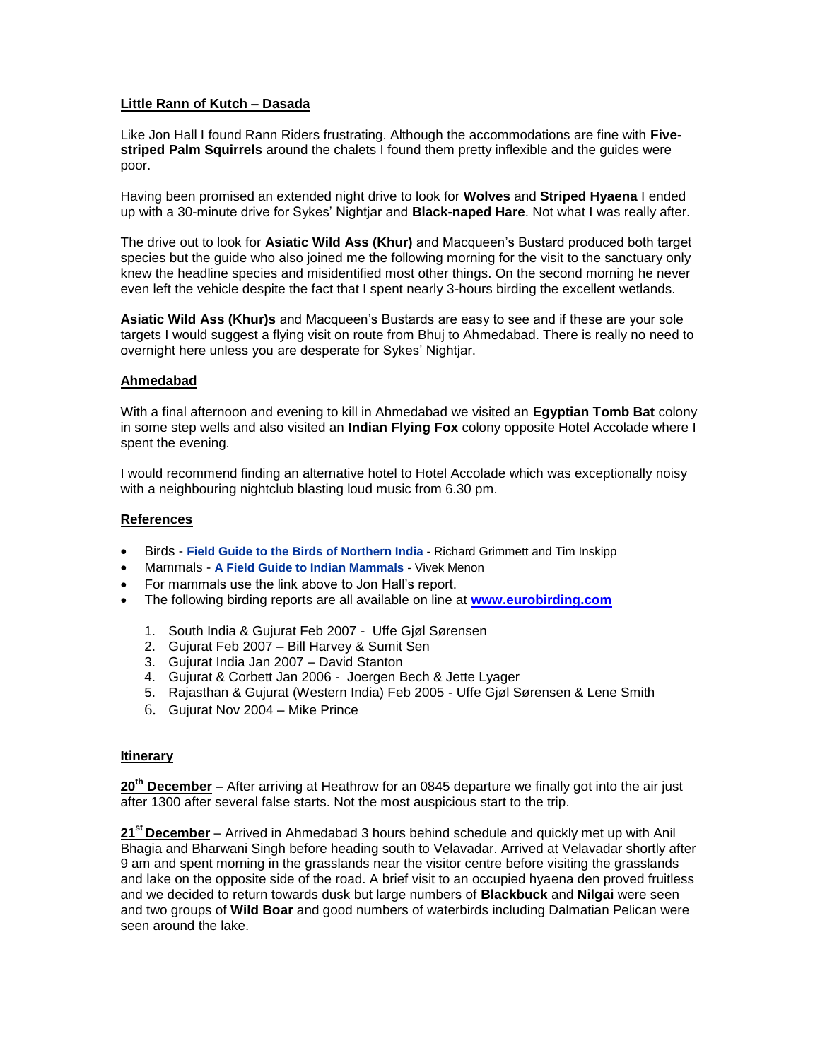## Little Rann of Kutch – Dasada

Like Jon Hall I found Rann Riders frustrating. Although the accommodations are fine with **Five-striped Palm Squirrels** around the chalets I found them pretty inflexible and the guides were poor.

Having been promised an extended night drive to look for **Wolves** and **Striped Hyaena** I ended up with a 30-minute drive for Sykes' Nightjar and **Black-naped Hare**. Not what I was really after.

The drive out to look for **Asiatic Wild Ass (Khur)** and Macqueen's Bustard produced both target species but the guide who also joined me the following morning for the visit to the sanctuary only knew the headline species and misidentified most other things. On the second morning he never even left the vehicle despite the fact that I spent nearly 3-hours birding the excellent wetlands.

**Asiatic Wild Ass (Khur)s** and Macqueen's Bustards are easy to see and if these are your sole targets I would suggest a flying visit on route from Bhuj to Ahmedabad. There is really no need to overnight here unless you are desperate for Sykes' Nightjar.

## Ahmedabad

With a final afternoon and evening to kill in Ahmedabad we visited an **Egyptian Tomb Bat** colony in some step wells and also visited an **Indian Flying Fox** colony opposite Hotel Accolade where I spent the evening.

I would recommend finding an alternative hotel to Hotel Accolade which was exceptionally noisy with a neighbouring nightclub blasting loud music from 6.30 pm.

## References

- Birds - **Field Guide to the Birds of Northern India** - Richard Grimmett and Tim Inskipp
- Mammals - **A Field Guide to Indian Mammals** - Vivek Menon
- For mammals use the link above to Jon Hall's report.
- The following birding reports are all available on line at **www.eurobirding.com**

1. South India & Gujurat Feb 2007 - Uffe Gjøl Sørensen
2. Gujurat Feb 2007 – Bill Harvey & Sumit Sen
3. Gujurat India Jan 2007 – David Stanton
4. Gujurat & Corbett Jan 2006 - Joergen Bech & Jette Lyager
5. Rajasthan & Gujurat (Western India) Feb 2005 - Uffe Gjøl Sørensen & Lene Smith
6. Gujurat Nov 2004 – Mike Prince

## Itinerary

**20th December** – After arriving at Heathrow for an 0845 departure we finally got into the air just after 1300 after several false starts. Not the most auspicious start to the trip.

**21st December** – Arrived in Ahmedabad 3 hours behind schedule and quickly met up with Anil Bhagia and Bharwani Singh before heading south to Velavadar. Arrived at Velavadar shortly after 9 am and spent morning in the grasslands near the visitor centre before visiting the grasslands and lake on the opposite side of the road. A brief visit to an occupied hyaena den proved fruitless and we decided to return towards dusk but large numbers of **Blackbuck** and **Nilgai** were seen and two groups of **Wild Boar** and good numbers of waterbirds including Dalmatian Pelican were seen around the lake.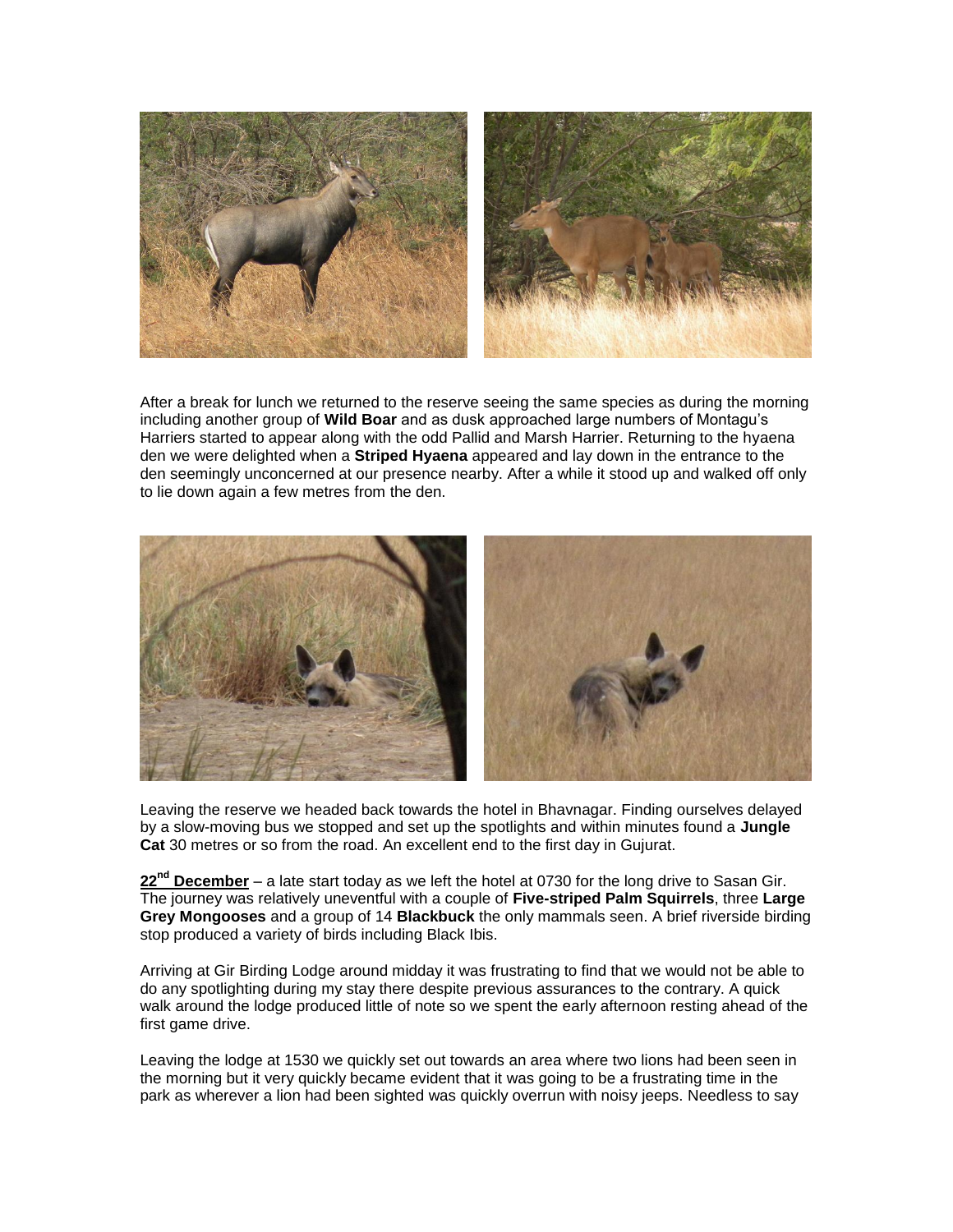After a break for lunch we returned to the reserve seeing the same species as during the morning including another group of **Wild Boar** and as dusk approached large numbers of Montagu's Harriers started to appear along with the odd Pallid and Marsh Harrier. Returning to the hyaena den we were delighted when a **Striped Hyaena** appeared and lay down in the entrance to the den seemingly unconcerned at our presence nearby. After a while it stood up and walked off only to lie down again a few metres from the den.

Leaving the reserve we headed back towards the hotel in Bhavnagar. Finding ourselves delayed by a slow-moving bus we stopped and set up the spotlights and within minutes found a **Jungle Cat** 30 metres or so from the road. An excellent end to the first day in Gujurat.

**22nd December** – a late start today as we left the hotel at 0730 for the long drive to Sasan Gir. The journey was relatively uneventful with a couple of **Five-striped Palm Squirrels**, three **Large Grey Mongooses** and a group of 14 **Blackbuck** the only mammals seen. A brief riverside birding stop produced a variety of birds including Black Ibis.

Arriving at Gir Birding Lodge around midday it was frustrating to find that we would not be able to do any spotlighting during my stay there despite previous assurances to the contrary. A quick walk around the lodge produced little of note so we spent the early afternoon resting ahead of the first game drive.

Leaving the lodge at 1530 we quickly set out towards an area where two lions had been seen in the morning but it very quickly became evident that it was going to be a frustrating time in the park as wherever a lion had been sighted was quickly overrun with noisy jeeps. Needless to say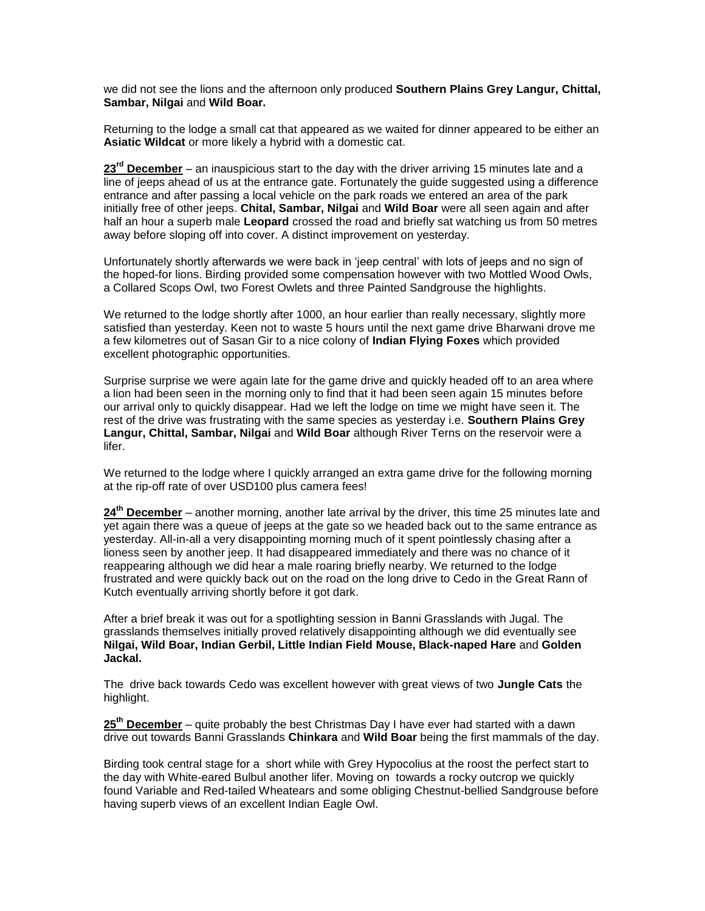we did not see the lions and the afternoon only produced **Southern Plains Grey Langur, Chittal, Sambar, Nilgai** and **Wild Boar.**

Returning to the lodge a small cat that appeared as we waited for dinner appeared to be either an **Asiatic Wildcat** or more likely a hybrid with a domestic cat.

**23rd December** – an inauspicious start to the day with the driver arriving 15 minutes late and a line of jeeps ahead of us at the entrance gate. Fortunately the guide suggested using a difference entrance and after passing a local vehicle on the park roads we entered an area of the park initially free of other jeeps. **Chital, Sambar, Nilgai** and **Wild Boar** were all seen again and after half an hour a superb male **Leopard** crossed the road and briefly sat watching us from 50 metres away before sloping off into cover. A distinct improvement on yesterday.

Unfortunately shortly afterwards we were back in 'jeep central' with lots of jeeps and no sign of the hoped-for lions. Birding provided some compensation however with two Mottled Wood Owls, a Collared Scops Owl, two Forest Owlets and three Painted Sandgrouse the highlights.

We returned to the lodge shortly after 1000, an hour earlier than really necessary, slightly more satisfied than yesterday. Keen not to waste 5 hours until the next game drive Bharwani drove me a few kilometres out of Sasan Gir to a nice colony of **Indian Flying Foxes** which provided excellent photographic opportunities.

Surprise surprise we were again late for the game drive and quickly headed off to an area where a lion had been seen in the morning only to find that it had been seen again 15 minutes before our arrival only to quickly disappear. Had we left the lodge on time we might have seen it. The rest of the drive was frustrating with the same species as yesterday i.e. **Southern Plains Grey Langur, Chittal, Sambar, Nilgai** and **Wild Boar** although River Terns on the reservoir were a lifer.

We returned to the lodge where I quickly arranged an extra game drive for the following morning at the rip-off rate of over USD100 plus camera fees!

**24th December** – another morning, another late arrival by the driver, this time 25 minutes late and yet again there was a queue of jeeps at the gate so we headed back out to the same entrance as yesterday. All-in-all a very disappointing morning much of it spent pointlessly chasing after a lioness seen by another jeep. It had disappeared immediately and there was no chance of it reappearing although we did hear a male roaring briefly nearby. We returned to the lodge frustrated and were quickly back out on the road on the long drive to Cedo in the Great Rann of Kutch eventually arriving shortly before it got dark.

After a brief break it was out for a spotlighting session in Banni Grasslands with Jugal. The grasslands themselves initially proved relatively disappointing although we did eventually see **Nilgai, Wild Boar, Indian Gerbil, Little Indian Field Mouse, Black-naped Hare** and **Golden Jackal.**

The drive back towards Cedo was excellent however with great views of two **Jungle Cats** the highlight.

**25th December** – quite probably the best Christmas Day I have ever had started with a dawn drive out towards Banni Grasslands **Chinkara** and **Wild Boar** being the first mammals of the day.

Birding took central stage for a short while with Grey Hypocolius at the roost the perfect start to the day with White-eared Bulbul another lifer. Moving on towards a rocky outcrop we quickly found Variable and Red-tailed Wheatears and some obliging Chestnut-bellied Sandgrouse before having superb views of an excellent Indian Eagle Owl.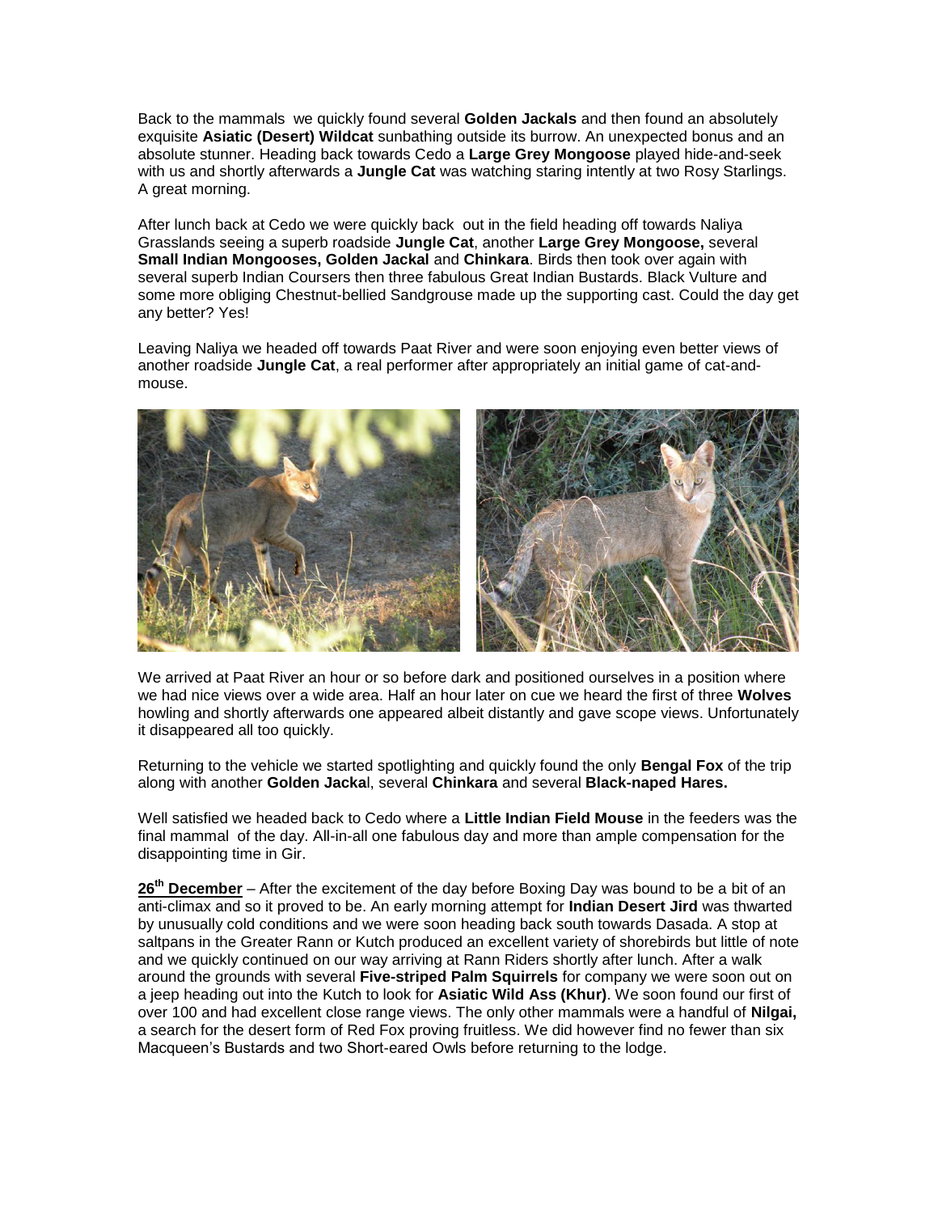Back to the mammals  we quickly found several **Golden Jackals** and then found an absolutely exquisite **Asiatic (Desert) Wildcat** sunbathing outside its burrow. An unexpected bonus and an absolute stunner. Heading back towards Cedo a **Large Grey Mongoose** played hide-and-seek with us and shortly afterwards a **Jungle Cat** was watching staring intently at two Rosy Starlings. A great morning.

After lunch back at Cedo we were quickly back  out in the field heading off towards Naliya Grasslands seeing a superb roadside **Jungle Cat**, another **Large Grey Mongoose,** several **Small Indian Mongooses, Golden Jackal** and **Chinkara**. Birds then took over again with several superb Indian Coursers then three fabulous Great Indian Bustards. Black Vulture and some more obliging Chestnut-bellied Sandgrouse made up the supporting cast. Could the day get any better? Yes!

Leaving Naliya we headed off towards Paat River and were soon enjoying even better views of another roadside **Jungle Cat**, a real performer after appropriately an initial game of cat-and-mouse.

We arrived at Paat River an hour or so before dark and positioned ourselves in a position where we had nice views over a wide area. Half an hour later on cue we heard the first of three **Wolves** howling and shortly afterwards one appeared albeit distantly and gave scope views. Unfortunately it disappeared all too quickly.

Returning to the vehicle we started spotlighting and quickly found the only **Bengal Fox** of the trip along with another **Golden Jacka**l, several **Chinkara** and several **Black-naped Hares.**

Well satisfied we headed back to Cedo where a **Little Indian Field Mouse** in the feeders was the final mammal  of the day. All-in-all one fabulous day and more than ample compensation for the disappointing time in Gir.

**26th December** – After the excitement of the day before Boxing Day was bound to be a bit of an anti-climax and so it proved to be. An early morning attempt for **Indian Desert Jird** was thwarted by unusually cold conditions and we were soon heading back south towards Dasada. A stop at saltpans in the Greater Rann or Kutch produced an excellent variety of shorebirds but little of note and we quickly continued on our way arriving at Rann Riders shortly after lunch. After a walk around the grounds with several **Five-striped Palm Squirrels** for company we were soon out on a jeep heading out into the Kutch to look for **Asiatic Wild Ass (Khur)**. We soon found our first of over 100 and had excellent close range views. The only other mammals were a handful of **Nilgai,** a search for the desert form of Red Fox proving fruitless. We did however find no fewer than six Macqueen's Bustards and two Short-eared Owls before returning to the lodge.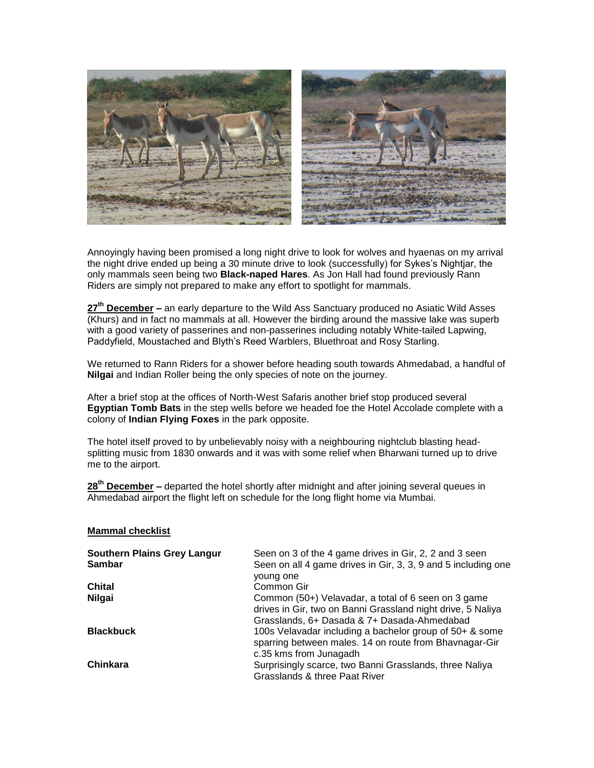Annoyingly having been promised a long night drive to look for wolves and hyaenas on my arrival the night drive ended up being a 30 minute drive to look (successfully) for Sykes's Nightjar, the only mammals seen being two **Black-naped Hares**. As Jon Hall had found previously Rann Riders are simply not prepared to make any effort to spotlight for mammals.

**27th December –** an early departure to the Wild Ass Sanctuary produced no Asiatic Wild Asses (Khurs) and in fact no mammals at all. However the birding around the massive lake was superb with a good variety of passerines and non-passerines including notably White-tailed Lapwing, Paddyfield, Moustached and Blyth's Reed Warblers, Bluethroat and Rosy Starling.

We returned to Rann Riders for a shower before heading south towards Ahmedabad, a handful of **Nilgai** and Indian Roller being the only species of note on the journey.

After a brief stop at the offices of North-West Safaris another brief stop produced several **Egyptian Tomb Bats** in the step wells before we headed foe the Hotel Accolade complete with a colony of **Indian Flying Foxes** in the park opposite.

The hotel itself proved to by unbelievably noisy with a neighbouring nightclub blasting head-splitting music from 1830 onwards and it was with some relief when Bharwani turned up to drive me to the airport.

**28th December –** departed the hotel shortly after midnight and after joining several queues in Ahmedabad airport the flight left on schedule for the long flight home via Mumbai.

## Mammal checklist

| | |
|---|---|
| **Southern Plains Grey Langur** | Seen on 3 of the 4 game drives in Gir, 2, 2 and 3 seen |
| **Sambar** | Seen on all 4 game drives in Gir, 3, 3, 9 and 5 including one young one |
| **Chital** | Common Gir |
| **Nilgai** | Common (50+) Velavadar, a total of 6 seen on 3 game drives in Gir, two on Banni Grassland night drive, 5 Naliya Grasslands, 6+ Dasada & 7+ Dasada-Ahmedabad |
| **Blackbuck** | 100s Velavadar including a bachelor group of 50+ & some sparring between males. 14 on route from Bhavnagar-Gir c.35 kms from Junagadh |
| **Chinkara** | Surprisingly scarce, two Banni Grasslands, three Naliya Grasslands & three Paat River |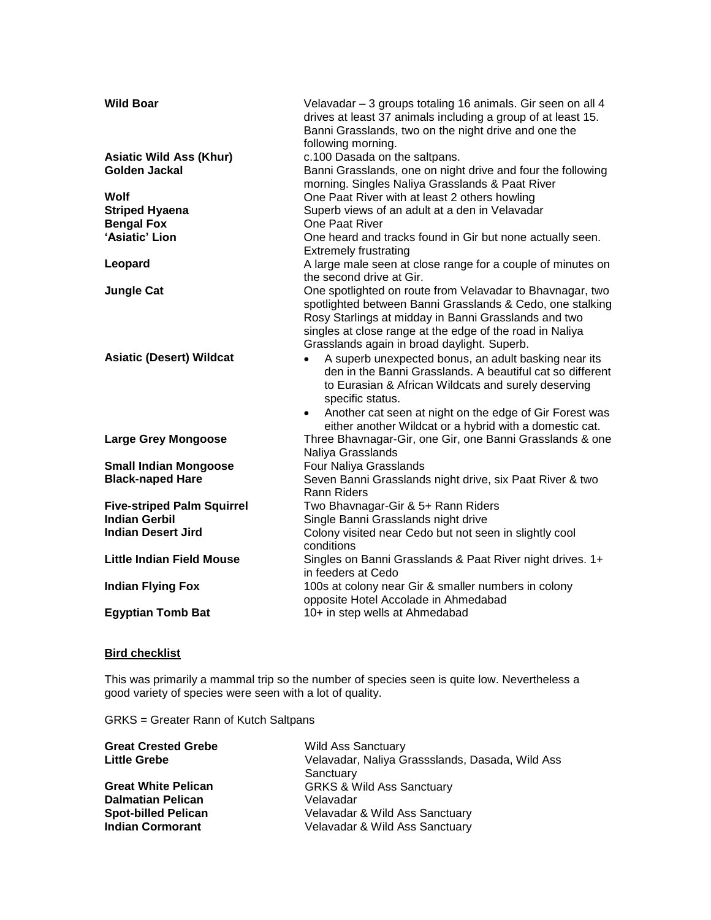| | |
|---|---|
| **Wild Boar** | Velavadar – 3 groups totaling 16 animals. Gir seen on all 4 drives at least 37 animals including a group of at least 15. Banni Grasslands, two on the night drive and one the following morning. |
| **Asiatic Wild Ass (Khur)** | c.100 Dasada on the saltpans. |
| **Golden Jackal** | Banni Grasslands, one on night drive and four the following morning. Singles Naliya Grasslands & Paat River |
| **Wolf** | One Paat River with at least 2 others howling |
| **Striped Hyaena** | Superb views of an adult at a den in Velavadar |
| **Bengal Fox** | One Paat River |
| **'Asiatic' Lion** | One heard and tracks found in Gir but none actually seen. Extremely frustrating |
| **Leopard** | A large male seen at close range for a couple of minutes on the second drive at Gir. |
| **Jungle Cat** | One spotlighted on route from Velavadar to Bhavnagar, two spotlighted between Banni Grasslands & Cedo, one stalking Rosy Starlings at midday in Banni Grasslands and two singles at close range at the edge of the road in Naliya Grasslands again in broad daylight. Superb. |
| **Asiatic (Desert) Wildcat** | • A superb unexpected bonus, an adult basking near its den in the Banni Grasslands. A beautiful cat so different to Eurasian & African Wildcats and surely deserving specific status. • Another cat seen at night on the edge of Gir Forest was either another Wildcat or a hybrid with a domestic cat. |
| **Large Grey Mongoose** | Three Bhavnagar-Gir, one Gir, one Banni Grasslands & one Naliya Grasslands |
| **Small Indian Mongoose** | Four Naliya Grasslands |
| **Black-naped Hare** | Seven Banni Grasslands night drive, six Paat River & two Rann Riders |
| **Five-striped Palm Squirrel** | Two Bhavnagar-Gir & 5+ Rann Riders |
| **Indian Gerbil** | Single Banni Grasslands night drive |
| **Indian Desert Jird** | Colony visited near Cedo but not seen in slightly cool conditions |
| **Little Indian Field Mouse** | Singles on Banni Grasslands & Paat River night drives. 1+ in feeders at Cedo |
| **Indian Flying Fox** | 100s at colony near Gir & smaller numbers in colony opposite Hotel Accolade in Ahmedabad |
| **Egyptian Tomb Bat** | 10+ in step wells at Ahmedabad |

## Bird checklist

This was primarily a mammal trip so the number of species seen is quite low. Nevertheless a good variety of species were seen with a lot of quality.

GRKS = Greater Rann of Kutch Saltpans

| | |
|---|---|
| **Great Crested Grebe** | Wild Ass Sanctuary |
| **Little Grebe** | Velavadar, Naliya Grassslands, Dasada, Wild Ass Sanctuary |
| **Great White Pelican** | GRKS & Wild Ass Sanctuary |
| **Dalmatian Pelican** | Velavadar |
| **Spot-billed Pelican** | Velavadar & Wild Ass Sanctuary |
| **Indian Cormorant** | Velavadar & Wild Ass Sanctuary |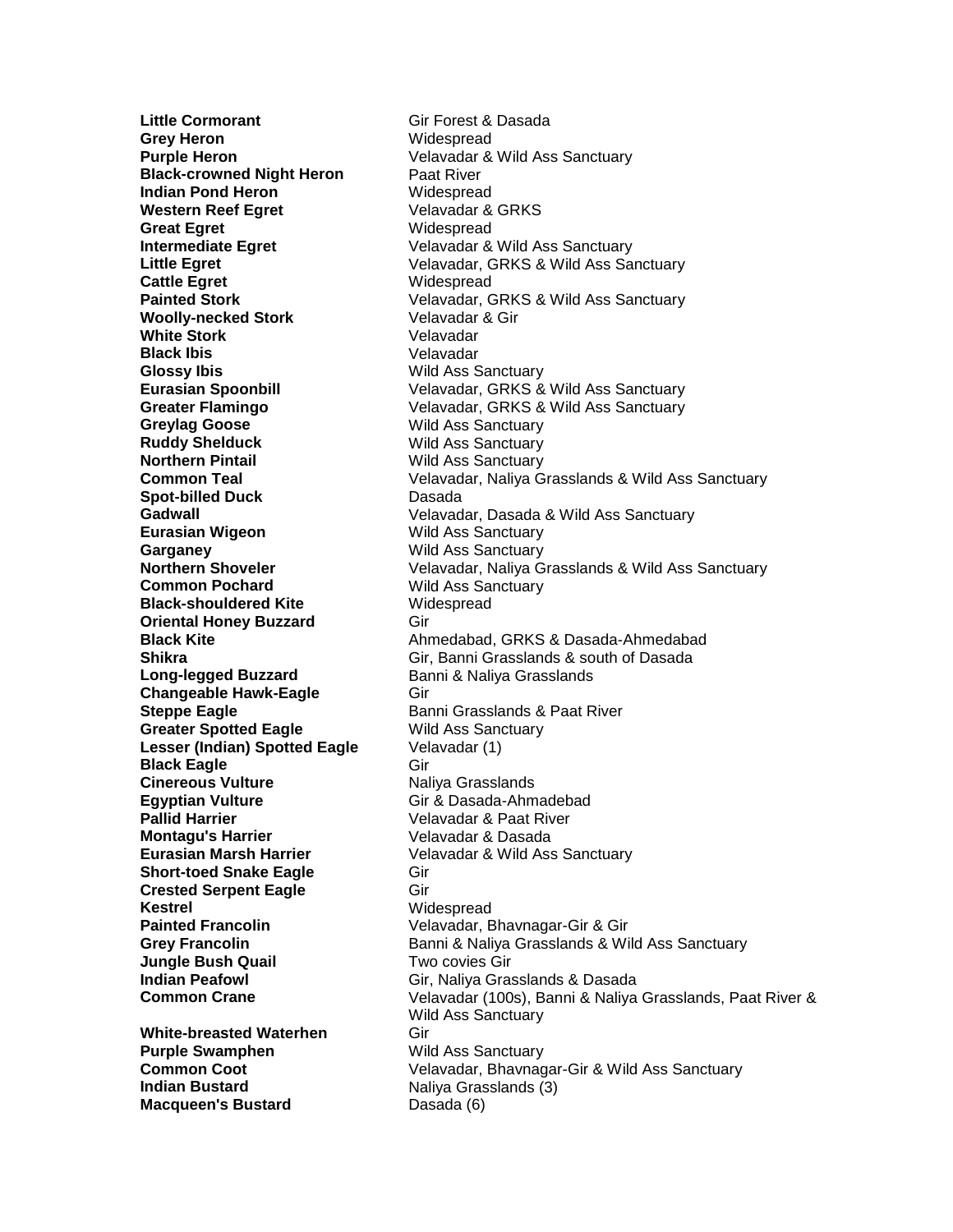| | |
|---|---|
| **Little Cormorant** | Gir Forest & Dasada |
| **Grey Heron** | Widespread |
| **Purple Heron** | Velavadar & Wild Ass Sanctuary |
| **Black-crowned Night Heron** | Paat River |
| **Indian Pond Heron** | Widespread |
| **Western Reef Egret** | Velavadar & GRKS |
| **Great Egret** | Widespread |
| **Intermediate Egret** | Velavadar & Wild Ass Sanctuary |
| **Little Egret** | Velavadar, GRKS & Wild Ass Sanctuary |
| **Cattle Egret** | Widespread |
| **Painted Stork** | Velavadar, GRKS & Wild Ass Sanctuary |
| **Woolly-necked Stork** | Velavadar & Gir |
| **White Stork** | Velavadar |
| **Black Ibis** | Velavadar |
| **Glossy Ibis** | Wild Ass Sanctuary |
| **Eurasian Spoonbill** | Velavadar, GRKS & Wild Ass Sanctuary |
| **Greater Flamingo** | Velavadar, GRKS & Wild Ass Sanctuary |
| **Greylag Goose** | Wild Ass Sanctuary |
| **Ruddy Shelduck** | Wild Ass Sanctuary |
| **Northern Pintail** | Wild Ass Sanctuary |
| **Common Teal** | Velavadar, Naliya Grasslands & Wild Ass Sanctuary |
| **Spot-billed Duck** | Dasada |
| **Gadwall** | Velavadar, Dasada & Wild Ass Sanctuary |
| **Eurasian Wigeon** | Wild Ass Sanctuary |
| **Garganey** | Wild Ass Sanctuary |
| **Northern Shoveler** | Velavadar, Naliya Grasslands & Wild Ass Sanctuary |
| **Common Pochard** | Wild Ass Sanctuary |
| **Black-shouldered Kite** | Widespread |
| **Oriental Honey Buzzard** | Gir |
| **Black Kite** | Ahmedabad, GRKS & Dasada-Ahmedabad |
| **Shikra** | Gir, Banni Grasslands & south of Dasada |
| **Long-legged Buzzard** | Banni & Naliya Grasslands |
| **Changeable Hawk-Eagle** | Gir |
| **Steppe Eagle** | Banni Grasslands & Paat River |
| **Greater Spotted Eagle** | Wild Ass Sanctuary |
| **Lesser (Indian) Spotted Eagle** | Velavadar (1) |
| **Black Eagle** | Gir |
| **Cinereous Vulture** | Naliya Grasslands |
| **Egyptian Vulture** | Gir & Dasada-Ahmadebad |
| **Pallid Harrier** | Velavadar & Paat River |
| **Montagu's Harrier** | Velavadar & Dasada |
| **Eurasian Marsh Harrier** | Velavadar & Wild Ass Sanctuary |
| **Short-toed Snake Eagle** | Gir |
| **Crested Serpent Eagle** | Gir |
| **Kestrel** | Widespread |
| **Painted Francolin** | Velavadar, Bhavnagar-Gir & Gir |
| **Grey Francolin** | Banni & Naliya Grasslands & Wild Ass Sanctuary |
| **Jungle Bush Quail** | Two covies Gir |
| **Indian Peafowl** | Gir, Naliya Grasslands & Dasada |
| **Common Crane** | Velavadar (100s), Banni & Naliya Grasslands, Paat River & Wild Ass Sanctuary |
| **White-breasted Waterhen** | Gir |
| **Purple Swamphen** | Wild Ass Sanctuary |
| **Common Coot** | Velavadar, Bhavnagar-Gir & Wild Ass Sanctuary |
| **Indian Bustard** | Naliya Grasslands (3) |
| **Macqueen's Bustard** | Dasada (6) |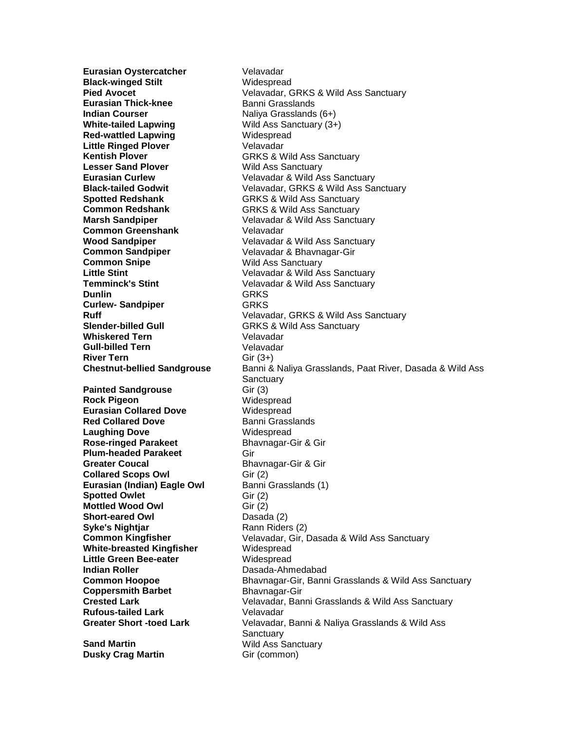| | |
|---|---|
| **Eurasian Oystercatcher** | Velavadar |
| **Black-winged Stilt** | Widespread |
| **Pied Avocet** | Velavadar, GRKS & Wild Ass Sanctuary |
| **Eurasian Thick-knee** | Banni Grasslands |
| **Indian Courser** | Naliya Grasslands (6+) |
| **White-tailed Lapwing** | Wild Ass Sanctuary (3+) |
| **Red-wattled Lapwing** | Widespread |
| **Little Ringed Plover** | Velavadar |
| **Kentish Plover** | GRKS & Wild Ass Sanctuary |
| **Lesser Sand Plover** | Wild Ass Sanctuary |
| **Eurasian Curlew** | Velavadar & Wild Ass Sanctuary |
| **Black-tailed Godwit** | Velavadar, GRKS & Wild Ass Sanctuary |
| **Spotted Redshank** | GRKS & Wild Ass Sanctuary |
| **Common Redshank** | GRKS & Wild Ass Sanctuary |
| **Marsh Sandpiper** | Velavadar & Wild Ass Sanctuary |
| **Common Greenshank** | Velavadar |
| **Wood Sandpiper** | Velavadar & Wild Ass Sanctuary |
| **Common Sandpiper** | Velavadar & Bhavnagar-Gir |
| **Common Snipe** | Wild Ass Sanctuary |
| **Little Stint** | Velavadar & Wild Ass Sanctuary |
| **Temminck's Stint** | Velavadar & Wild Ass Sanctuary |
| **Dunlin** | GRKS |
| **Curlew- Sandpiper** | GRKS |
| **Ruff** | Velavadar, GRKS & Wild Ass Sanctuary |
| **Slender-billed Gull** | GRKS & Wild Ass Sanctuary |
| **Whiskered Tern** | Velavadar |
| **Gull-billed Tern** | Velavadar |
| **River Tern** | Gir (3+) |
| **Chestnut-bellied Sandgrouse** | Banni & Naliya Grasslands, Paat River, Dasada & Wild Ass Sanctuary |
| **Painted Sandgrouse** | Gir (3) |
| **Rock Pigeon** | Widespread |
| **Eurasian Collared Dove** | Widespread |
| **Red Collared Dove** | Banni Grasslands |
| **Laughing Dove** | Widespread |
| **Rose-ringed Parakeet** | Bhavnagar-Gir & Gir |
| **Plum-headed Parakeet** | Gir |
| **Greater Coucal** | Bhavnagar-Gir & Gir |
| **Collared Scops Owl** | Gir (2) |
| **Eurasian (Indian) Eagle Owl** | Banni Grasslands (1) |
| **Spotted Owlet** | Gir (2) |
| **Mottled Wood Owl** | Gir (2) |
| **Short-eared Owl** | Dasada (2) |
| **Syke's Nightjar** | Rann Riders (2) |
| **Common Kingfisher** | Velavadar, Gir, Dasada & Wild Ass Sanctuary |
| **White-breasted Kingfisher** | Widespread |
| **Little Green Bee-eater** | Widespread |
| **Indian Roller** | Dasada-Ahmedabad |
| **Common Hoopoe** | Bhavnagar-Gir, Banni Grasslands & Wild Ass Sanctuary |
| **Coppersmith Barbet** | Bhavnagar-Gir |
| **Crested Lark** | Velavadar, Banni Grasslands & Wild Ass Sanctuary |
| **Rufous-tailed Lark** | Velavadar |
| **Greater Short -toed Lark** | Velavadar, Banni & Naliya Grasslands & Wild Ass Sanctuary |
| **Sand Martin** | Wild Ass Sanctuary |
| **Dusky Crag Martin** | Gir (common) |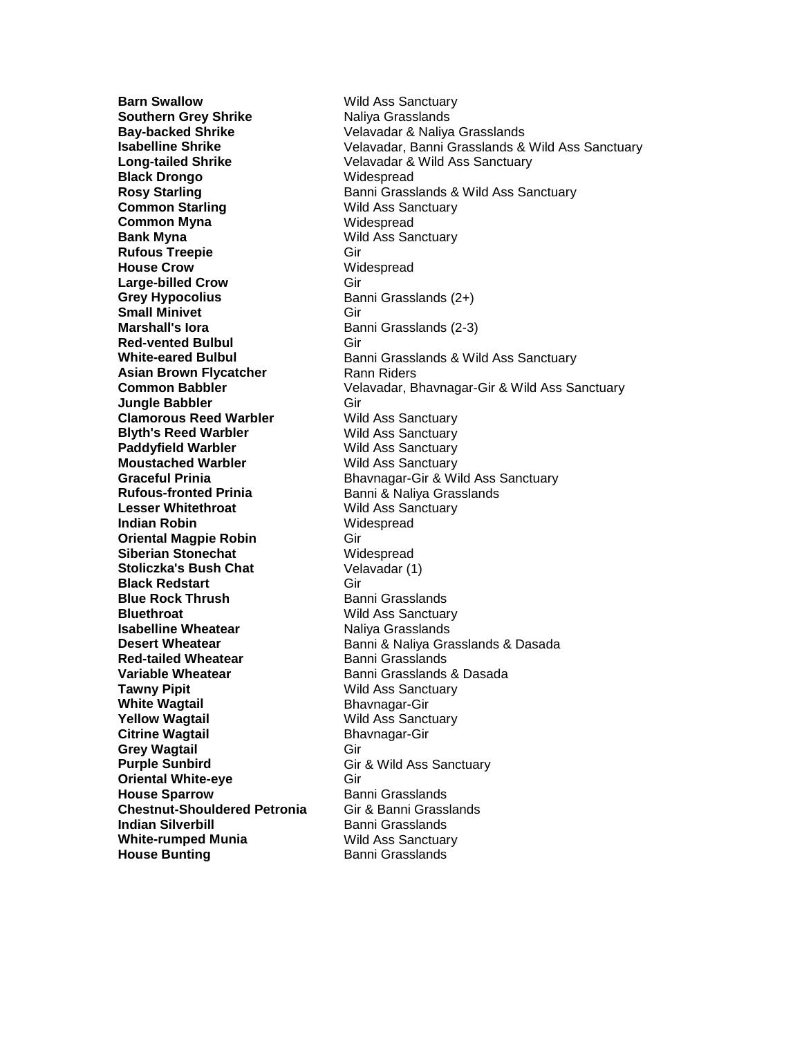| | |
|---|---|
| **Barn Swallow** | Wild Ass Sanctuary |
| **Southern Grey Shrike** | Naliya Grasslands |
| **Bay-backed Shrike** | Velavadar & Naliya Grasslands |
| **Isabelline Shrike** | Velavadar, Banni Grasslands & Wild Ass Sanctuary |
| **Long-tailed Shrike** | Velavadar & Wild Ass Sanctuary |
| **Black Drongo** | Widespread |
| **Rosy Starling** | Banni Grasslands & Wild Ass Sanctuary |
| **Common Starling** | Wild Ass Sanctuary |
| **Common Myna** | Widespread |
| **Bank Myna** | Wild Ass Sanctuary |
| **Rufous Treepie** | Gir |
| **House Crow** | Widespread |
| **Large-billed Crow** | Gir |
| **Grey Hypocolius** | Banni Grasslands (2+) |
| **Small Minivet** | Gir |
| **Marshall's Iora** | Banni Grasslands (2-3) |
| **Red-vented Bulbul** | Gir |
| **White-eared Bulbul** | Banni Grasslands & Wild Ass Sanctuary |
| **Asian Brown Flycatcher** | Rann Riders |
| **Common Babbler** | Velavadar, Bhavnagar-Gir & Wild Ass Sanctuary |
| **Jungle Babbler** | Gir |
| **Clamorous Reed Warbler** | Wild Ass Sanctuary |
| **Blyth's Reed Warbler** | Wild Ass Sanctuary |
| **Paddyfield Warbler** | Wild Ass Sanctuary |
| **Moustached Warbler** | Wild Ass Sanctuary |
| **Graceful Prinia** | Bhavnagar-Gir & Wild Ass Sanctuary |
| **Rufous-fronted Prinia** | Banni & Naliya Grasslands |
| **Lesser Whitethroat** | Wild Ass Sanctuary |
| **Indian Robin** | Widespread |
| **Oriental Magpie Robin** | Gir |
| **Siberian Stonechat** | Widespread |
| **Stoliczka's Bush Chat** | Velavadar (1) |
| **Black Redstart** | Gir |
| **Blue Rock Thrush** | Banni Grasslands |
| **Bluethroat** | Wild Ass Sanctuary |
| **Isabelline Wheatear** | Naliya Grasslands |
| **Desert Wheatear** | Banni & Naliya Grasslands & Dasada |
| **Red-tailed Wheatear** | Banni Grasslands |
| **Variable Wheatear** | Banni Grasslands & Dasada |
| **Tawny Pipit** | Wild Ass Sanctuary |
| **White Wagtail** | Bhavnagar-Gir |
| **Yellow Wagtail** | Wild Ass Sanctuary |
| **Citrine Wagtail** | Bhavnagar-Gir |
| **Grey Wagtail** | Gir |
| **Purple Sunbird** | Gir & Wild Ass Sanctuary |
| **Oriental White-eye** | Gir |
| **House Sparrow** | Banni Grasslands |
| **Chestnut-Shouldered Petronia** | Gir & Banni Grasslands |
| **Indian Silverbill** | Banni Grasslands |
| **White-rumped Munia** | Wild Ass Sanctuary |
| **House Bunting** | Banni Grasslands |